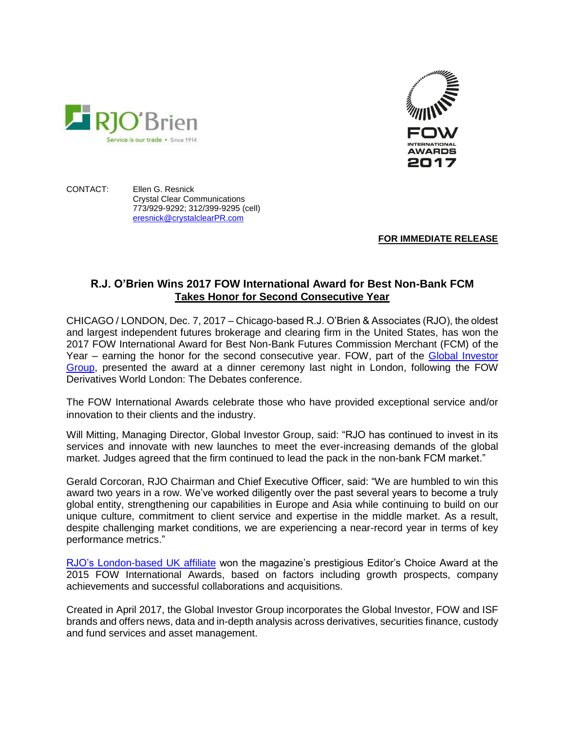RJO'Brien
Service is our trade • Since 1914

FOW INTERNATIONAL AWARDS 2017

CONTACT: Ellen G. Resnick
Crystal Clear Communications
773/929-9292; 312/399-9295 (cell)
eresnick@crystalclearPR.com

**FOR IMMEDIATE RELEASE**

## R.J. O'Brien Wins 2017 FOW International Award for Best Non-Bank FCM

### Takes Honor for Second Consecutive Year

CHICAGO / LONDON, Dec. 7, 2017 – Chicago-based R.J. O'Brien & Associates (RJO), the oldest and largest independent futures brokerage and clearing firm in the United States, has won the 2017 FOW International Award for Best Non-Bank Futures Commission Merchant (FCM) of the Year – earning the honor for the second consecutive year. FOW, part of the Global Investor Group, presented the award at a dinner ceremony last night in London, following the FOW Derivatives World London: The Debates conference.

The FOW International Awards celebrate those who have provided exceptional service and/or innovation to their clients and the industry.

Will Mitting, Managing Director, Global Investor Group, said: "RJO has continued to invest in its services and innovate with new launches to meet the ever-increasing demands of the global market. Judges agreed that the firm continued to lead the pack in the non-bank FCM market."

Gerald Corcoran, RJO Chairman and Chief Executive Officer, said: "We are humbled to win this award two years in a row. We've worked diligently over the past several years to become a truly global entity, strengthening our capabilities in Europe and Asia while continuing to build on our unique culture, commitment to client service and expertise in the middle market. As a result, despite challenging market conditions, we are experiencing a near-record year in terms of key performance metrics."

RJO's London-based UK affiliate won the magazine's prestigious Editor's Choice Award at the 2015 FOW International Awards, based on factors including growth prospects, company achievements and successful collaborations and acquisitions.

Created in April 2017, the Global Investor Group incorporates the Global Investor, FOW and ISF brands and offers news, data and in-depth analysis across derivatives, securities finance, custody and fund services and asset management.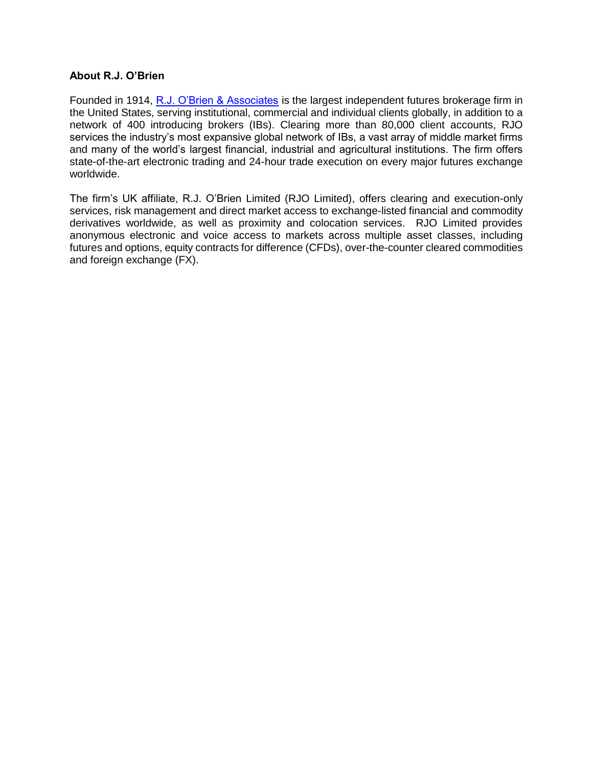**About R.J. O'Brien**

Founded in 1914, R.J. O'Brien & Associates is the largest independent futures brokerage firm in the United States, serving institutional, commercial and individual clients globally, in addition to a network of 400 introducing brokers (IBs). Clearing more than 80,000 client accounts, RJO services the industry's most expansive global network of IBs, a vast array of middle market firms and many of the world's largest financial, industrial and agricultural institutions. The firm offers state-of-the-art electronic trading and 24-hour trade execution on every major futures exchange worldwide.

The firm's UK affiliate, R.J. O'Brien Limited (RJO Limited), offers clearing and execution-only services, risk management and direct market access to exchange-listed financial and commodity derivatives worldwide, as well as proximity and colocation services. RJO Limited provides anonymous electronic and voice access to markets across multiple asset classes, including futures and options, equity contracts for difference (CFDs), over-the-counter cleared commodities and foreign exchange (FX).